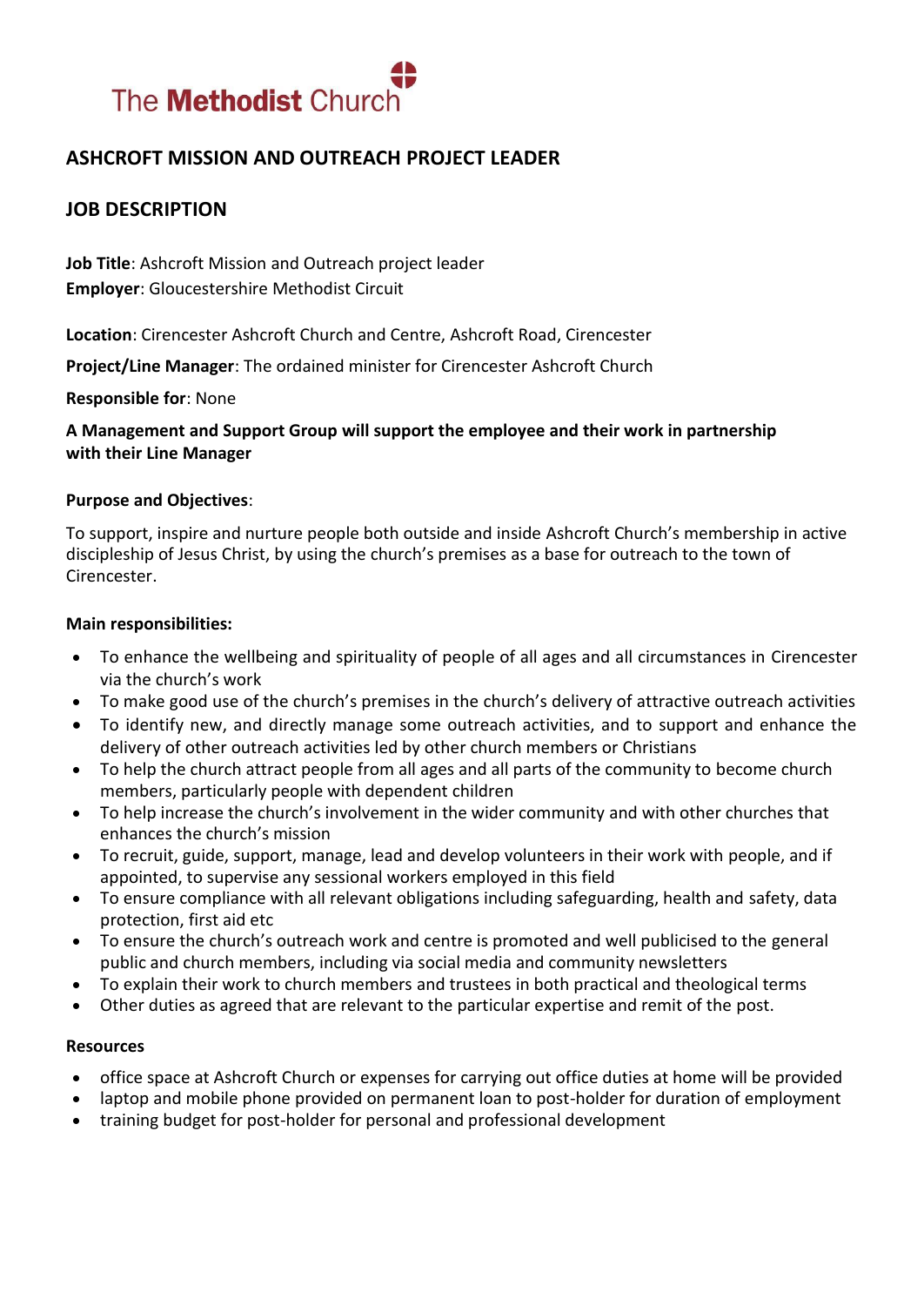The Methodist Church

## ASHCROFT MISSION AND OUTREACH PROJECT LEADER

## JOB DESCRIPTION

**Job Title**: Ashcroft Mission and Outreach project leader
**Employer**: Gloucestershire Methodist Circuit

**Location**: Cirencester Ashcroft Church and Centre, Ashcroft Road, Cirencester

**Project/Line Manager**: The ordained minister for Cirencester Ashcroft Church

**Responsible for**: None

**A Management and Support Group will support the employee and their work in partnership with their Line Manager**

**Purpose and Objectives**:

To support, inspire and nurture people both outside and inside Ashcroft Church's membership in active discipleship of Jesus Christ, by using the church's premises as a base for outreach to the town of Cirencester.

**Main responsibilities:**

- To enhance the wellbeing and spirituality of people of all ages and all circumstances in Cirencester via the church's work
- To make good use of the church's premises in the church's delivery of attractive outreach activities
- To identify new, and directly manage some outreach activities, and to support and enhance the delivery of other outreach activities led by other church members or Christians
- To help the church attract people from all ages and all parts of the community to become church members, particularly people with dependent children
- To help increase the church's involvement in the wider community and with other churches that enhances the church's mission
- To recruit, guide, support, manage, lead and develop volunteers in their work with people, and if appointed, to supervise any sessional workers employed in this field
- To ensure compliance with all relevant obligations including safeguarding, health and safety, data protection, first aid etc
- To ensure the church's outreach work and centre is promoted and well publicised to the general public and church members, including via social media and community newsletters
- To explain their work to church members and trustees in both practical and theological terms
- Other duties as agreed that are relevant to the particular expertise and remit of the post.

**Resources**

- office space at Ashcroft Church or expenses for carrying out office duties at home will be provided
- laptop and mobile phone provided on permanent loan to post-holder for duration of employment
- training budget for post-holder for personal and professional development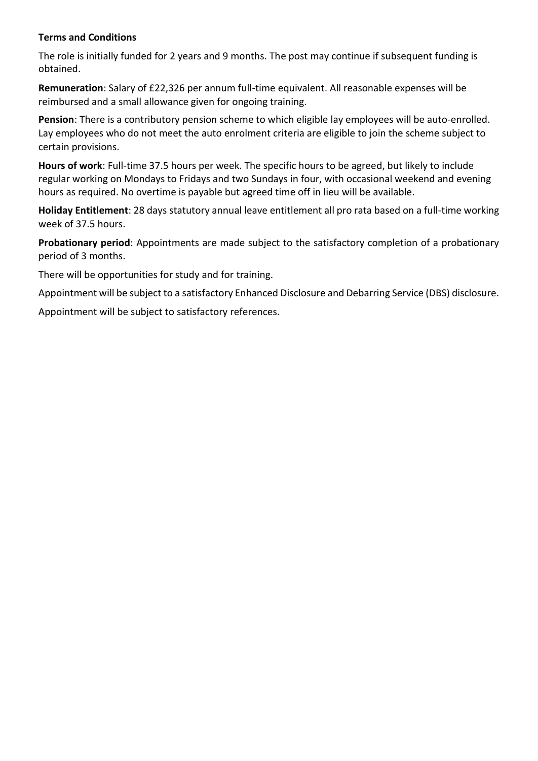**Terms and Conditions**

The role is initially funded for 2 years and 9 months. The post may continue if subsequent funding is obtained.

**Remuneration**: Salary of £22,326 per annum full-time equivalent. All reasonable expenses will be reimbursed and a small allowance given for ongoing training.

**Pension**: There is a contributory pension scheme to which eligible lay employees will be auto-enrolled. Lay employees who do not meet the auto enrolment criteria are eligible to join the scheme subject to certain provisions.

**Hours of work**: Full-time 37.5 hours per week. The specific hours to be agreed, but likely to include regular working on Mondays to Fridays and two Sundays in four, with occasional weekend and evening hours as required. No overtime is payable but agreed time off in lieu will be available.

**Holiday Entitlement**: 28 days statutory annual leave entitlement all pro rata based on a full-time working week of 37.5 hours.

**Probationary period**: Appointments are made subject to the satisfactory completion of a probationary period of 3 months.

There will be opportunities for study and for training.

Appointment will be subject to a satisfactory Enhanced Disclosure and Debarring Service (DBS) disclosure.

Appointment will be subject to satisfactory references.